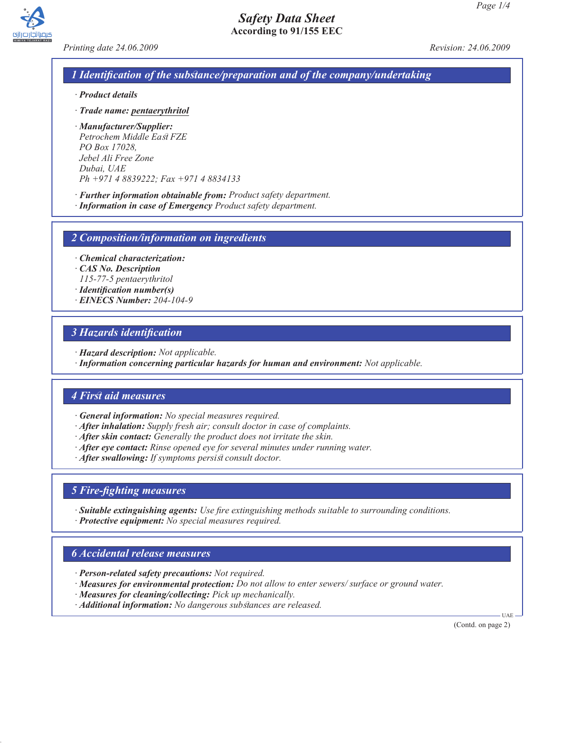# Safety Data Sheet

**According to 91/155 EEC**

*Printing date 24.06.2009* *Revision: 24.06.2009*

## 1 Identification of the substance/preparation and of the company/undertaking

· ***Product details***

· ***Trade name:*** ***pentaerythritol***

· ***Manufacturer/Supplier:***
*Petrochem Middle East FZE*
*PO Box 17028,*
*Jebel Ali Free Zone*
*Dubai, UAE*
*Ph +971 4 8839222; Fax +971 4 8834133*

· ***Further information obtainable from:*** *Product safety department.*
· ***Information in case of Emergency*** *Product safety department.*

## 2 Composition/information on ingredients

· ***Chemical characterization:***
· ***CAS No. Description***
*115-77-5 pentaerythritol*
· ***Identification number(s)***
· ***EINECS Number:*** *204-104-9*

## 3 Hazards identification

· ***Hazard description:*** *Not applicable.*
· ***Information concerning particular hazards for human and environment:*** *Not applicable.*

## 4 First aid measures

· ***General information:*** *No special measures required.*
· ***After inhalation:*** *Supply fresh air; consult doctor in case of complaints.*
· ***After skin contact:*** *Generally the product does not irritate the skin.*
· ***After eye contact:*** *Rinse opened eye for several minutes under running water.*
· ***After swallowing:*** *If symptoms persist consult doctor.*

## 5 Fire-fighting measures

· ***Suitable extinguishing agents:*** *Use fire extinguishing methods suitable to surrounding conditions.*
· ***Protective equipment:*** *No special measures required.*

## 6 Accidental release measures

· ***Person-related safety precautions:*** *Not required.*
· ***Measures for environmental protection:*** *Do not allow to enter sewers/ surface or ground water.*
· ***Measures for cleaning/collecting:*** *Pick up mechanically.*
· ***Additional information:*** *No dangerous substances are released.*

(Contd. on page 2)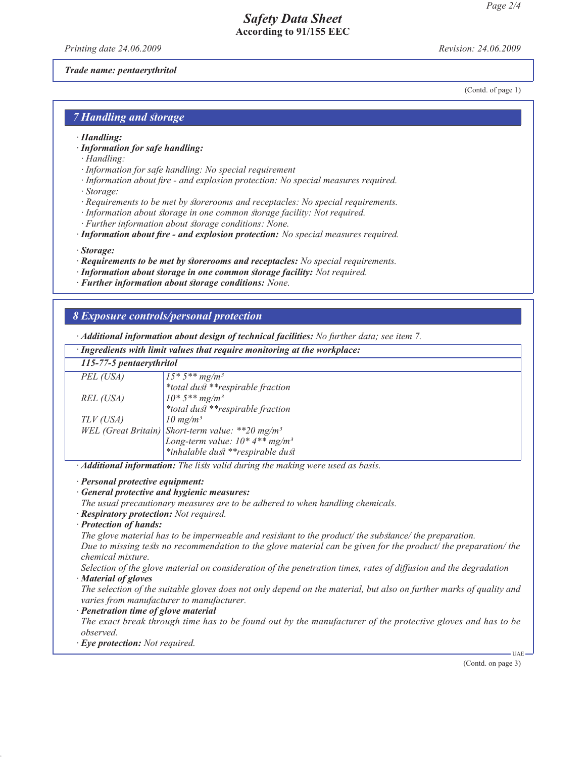*Trade name: pentaerythritol*

(Contd. of page 1)

## 7 Handling and storage

· **Handling:**
· **Information for safe handling:**
  · *Handling:*
  · *Information for safe handling: No special requirement*
  · *Information about fire - and explosion protection: No special measures required.*
  · *Storage:*
  · *Requirements to be met by storerooms and receptacles: No special requirements.*
  · *Information about storage in one common storage facility: Not required.*
  · *Further information about storage conditions: None.*
· **Information about fire - and explosion protection:** *No special measures required.*

· **Storage:**
· **Requirements to be met by storerooms and receptacles:** *No special requirements.*
· **Information about storage in one common storage facility:** *Not required.*
· **Further information about storage conditions:** *None.*

## 8 Exposure controls/personal protection

· **Additional information about design of technical facilities:** *No further data; see item 7.*

| · Ingredients with limit values that require monitoring at the workplace: | |
|---|---|
| **115-77-5 pentaerythritol** | |
| PEL (USA) | 15* 5** mg/m³<br>*total dust **respirable fraction |
| REL (USA) | 10* 5** mg/m³<br>*total dust **respirable fraction |
| TLV (USA) | 10 mg/m³ |
| WEL (Great Britain) | Short-term value: **20 mg/m³<br>Long-term value: 10* 4** mg/m³<br>*inhalable dust **respirable dust |

· **Additional information:** *The lists valid during the making were used as basis.*

· **Personal protective equipment:**
· **General protective and hygienic measures:**
*The usual precautionary measures are to be adhered to when handling chemicals.*
· **Respiratory protection:** *Not required.*
· **Protection of hands:**
*The glove material has to be impermeable and resistant to the product/ the substance/ the preparation.*
*Due to missing tests no recommendation to the glove material can be given for the product/ the preparation/ the chemical mixture.*
*Selection of the glove material on consideration of the penetration times, rates of diffusion and the degradation*
· **Material of gloves**
*The selection of the suitable gloves does not only depend on the material, but also on further marks of quality and varies from manufacturer to manufacturer.*
· **Penetration time of glove material**
*The exact break through time has to be found out by the manufacturer of the protective gloves and has to be observed.*
· **Eye protection:** *Not required.*

(Contd. on page 3)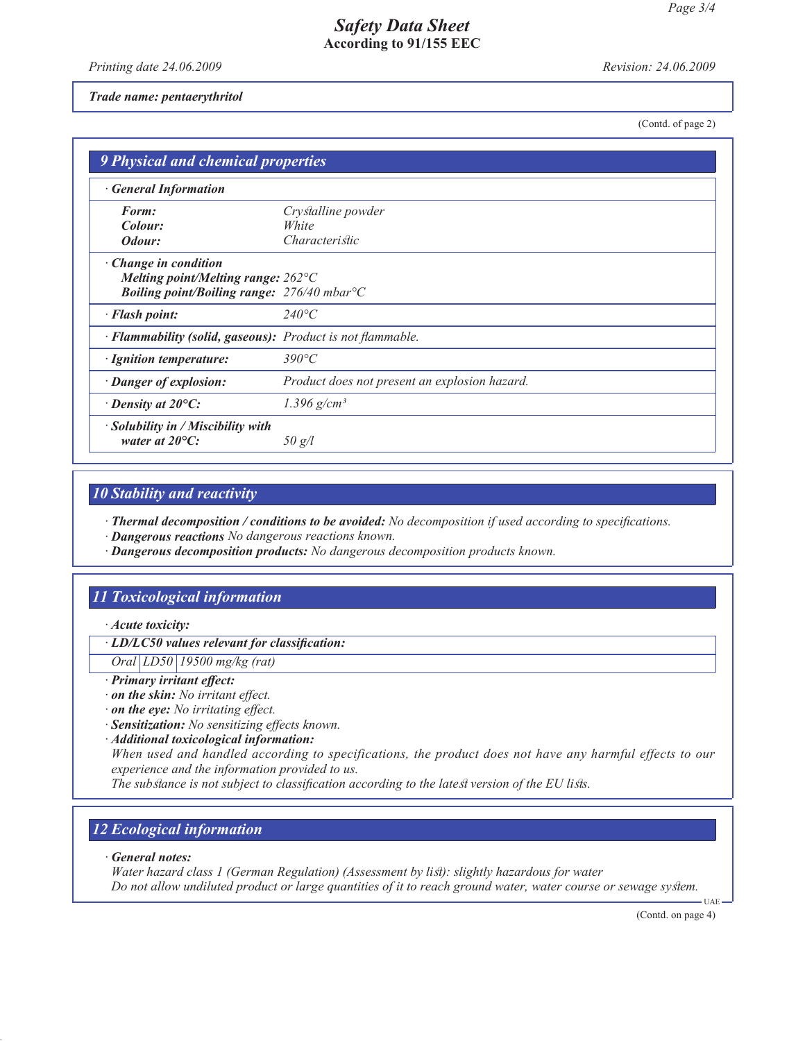**Trade name: pentaerythritol**

(Contd. of page 2)

## 9 Physical and chemical properties

**· General Information**

| | |
|---|---|
| **Form:** | Crystalline powder |
| **Colour:** | White |
| **Odour:** | Characteristic |

**· Change in condition**

| | |
|---|---|
| **Melting point/Melting range:** | 262°C |
| **Boiling point/Boiling range:** | 276/40 mbar°C |

| | |
|---|---|
| **· Flash point:** | 240°C |
| **· Flammability (solid, gaseous):** | Product is not flammable. |
| **· Ignition temperature:** | 390°C |
| **· Danger of explosion:** | Product does not present an explosion hazard. |
| **· Density at 20°C:** | 1.396 g/cm³ |
| **· Solubility in / Miscibility with water at 20°C:** | 50 g/l |

## 10 Stability and reactivity

- **Thermal decomposition / conditions to be avoided:** No decomposition if used according to specifications.
- **Dangerous reactions** No dangerous reactions known.
- **Dangerous decomposition products:** No dangerous decomposition products known.

## 11 Toxicological information

**· Acute toxicity:**

**· LD/LC50 values relevant for classification:**

| | | |
|---|---|---|
| Oral | LD50 | 19500 mg/kg (rat) |

- **Primary irritant effect:**
- **on the skin:** No irritant effect.
- **on the eye:** No irritating effect.
- **Sensitization:** No sensitizing effects known.
- **Additional toxicological information:**

When used and handled according to specifications, the product does not have any harmful effects to our experience and the information provided to us.

The substance is not subject to classification according to the latest version of the EU lists.

## 12 Ecological information

**· General notes:**

Water hazard class 1 (German Regulation) (Assessment by list): slightly hazardous for water

Do not allow undiluted product or large quantities of it to reach ground water, water course or sewage system.

(Contd. on page 4)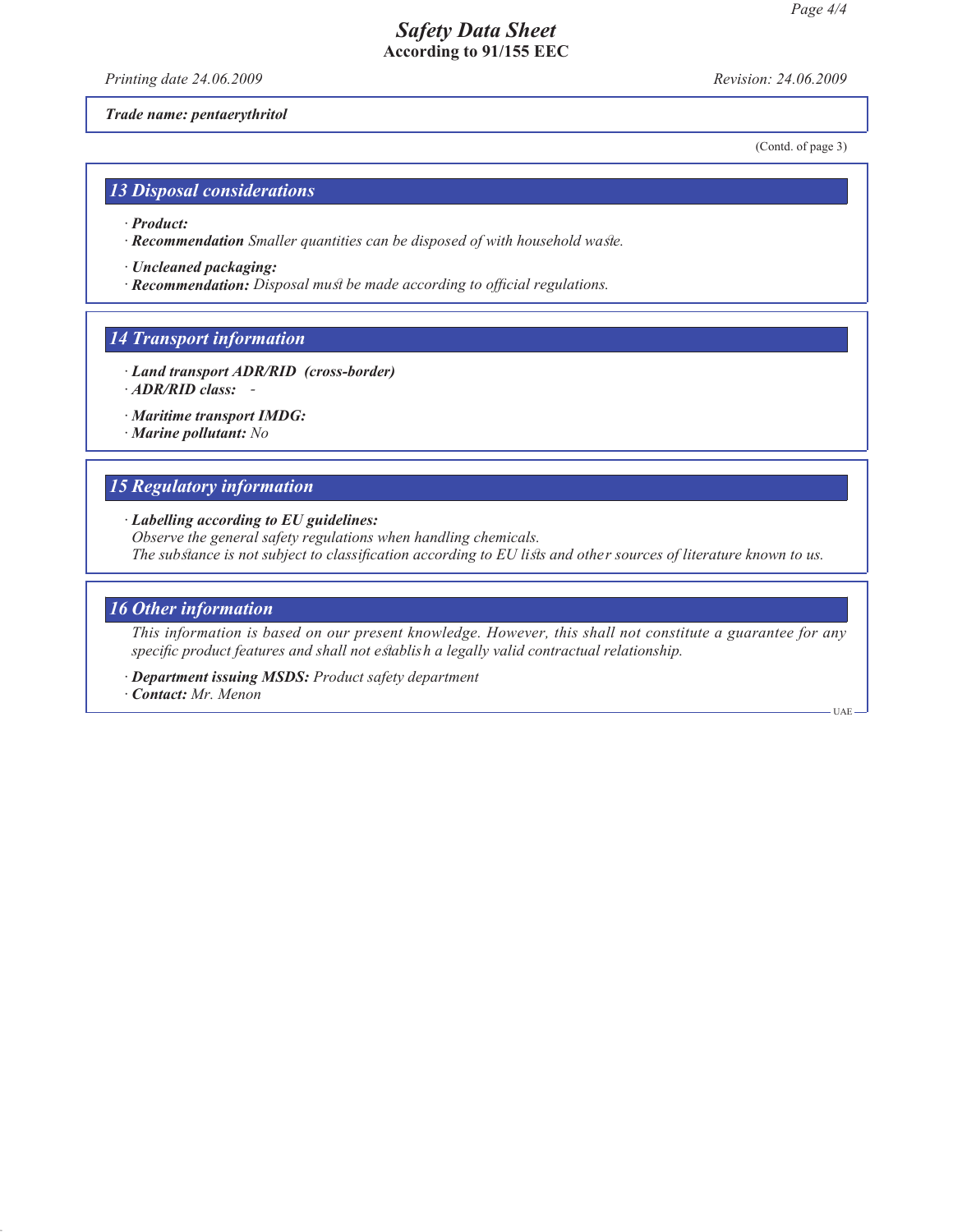*Trade name: pentaerythritol*

(Contd. of page 3)

## 13 Disposal considerations

· ***Product:***
· ***Recommendation*** *Smaller quantities can be disposed of with household waste.*

· ***Uncleaned packaging:***
· ***Recommendation:*** *Disposal must be made according to official regulations.*

## 14 Transport information

· ***Land transport ADR/RID (cross-border)***
· ***ADR/RID class:*** *-*

· ***Maritime transport IMDG:***
· ***Marine pollutant:*** *No*

## 15 Regulatory information

· ***Labelling according to EU guidelines:***
*Observe the general safety regulations when handling chemicals.*
*The substance is not subject to classification according to EU lists and other sources of literature known to us.*

## 16 Other information

*This information is based on our present knowledge. However, this shall not constitute a guarantee for any specific product features and shall not establish a legally valid contractual relationship.*

· ***Department issuing MSDS:*** *Product safety department*
· ***Contact:*** *Mr. Menon*

UAE